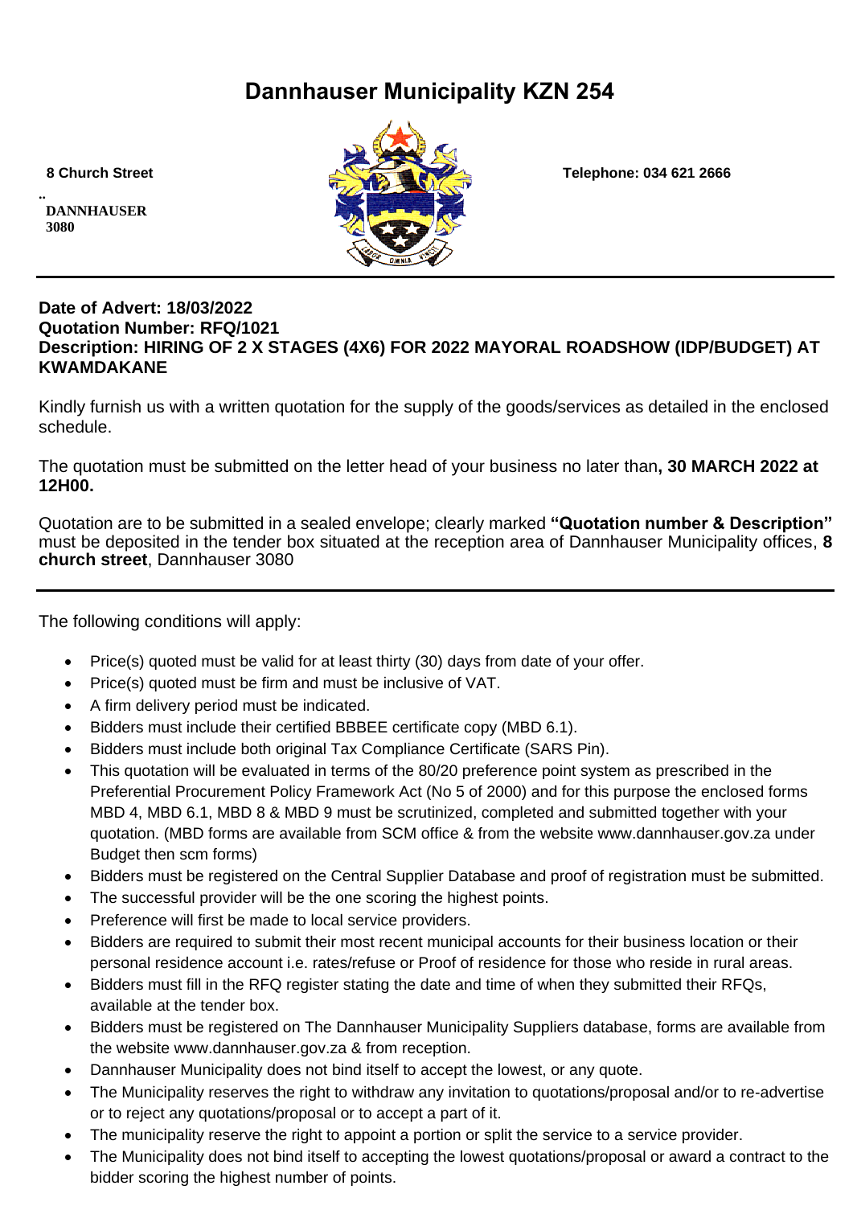# Dannhauser Municipality KZN 254

8 Church Street

..
DANNHAUSER
3080

Telephone: 034 621 2666

---

**Date of Advert: 18/03/2022**
**Quotation Number: RFQ/1021**
**Description: HIRING OF 2 X STAGES (4X6) FOR 2022 MAYORAL ROADSHOW (IDP/BUDGET) AT KWAMDAKANE**

Kindly furnish us with a written quotation for the supply of the goods/services as detailed in the enclosed schedule.

The quotation must be submitted on the letter head of your business no later than**, 30 MARCH 2022 at 12H00.**

Quotation are to be submitted in a sealed envelope; clearly marked **"Quotation number & Description"** must be deposited in the tender box situated at the reception area of Dannhauser Municipality offices, **8 church street**, Dannhauser 3080

---

The following conditions will apply:

- Price(s) quoted must be valid for at least thirty (30) days from date of your offer.
- Price(s) quoted must be firm and must be inclusive of VAT.
- A firm delivery period must be indicated.
- Bidders must include their certified BBBEE certificate copy (MBD 6.1).
- Bidders must include both original Tax Compliance Certificate (SARS Pin).
- This quotation will be evaluated in terms of the 80/20 preference point system as prescribed in the Preferential Procurement Policy Framework Act (No 5 of 2000) and for this purpose the enclosed forms MBD 4, MBD 6.1, MBD 8 & MBD 9 must be scrutinized, completed and submitted together with your quotation. (MBD forms are available from SCM office & from the website www.dannhauser.gov.za under Budget then scm forms)
- Bidders must be registered on the Central Supplier Database and proof of registration must be submitted.
- The successful provider will be the one scoring the highest points.
- Preference will first be made to local service providers.
- Bidders are required to submit their most recent municipal accounts for their business location or their personal residence account i.e. rates/refuse or Proof of residence for those who reside in rural areas.
- Bidders must fill in the RFQ register stating the date and time of when they submitted their RFQs, available at the tender box.
- Bidders must be registered on The Dannhauser Municipality Suppliers database, forms are available from the website www.dannhauser.gov.za & from reception.
- Dannhauser Municipality does not bind itself to accept the lowest, or any quote.
- The Municipality reserves the right to withdraw any invitation to quotations/proposal and/or to re-advertise or to reject any quotations/proposal or to accept a part of it.
- The municipality reserve the right to appoint a portion or split the service to a service provider.
- The Municipality does not bind itself to accepting the lowest quotations/proposal or award a contract to the bidder scoring the highest number of points.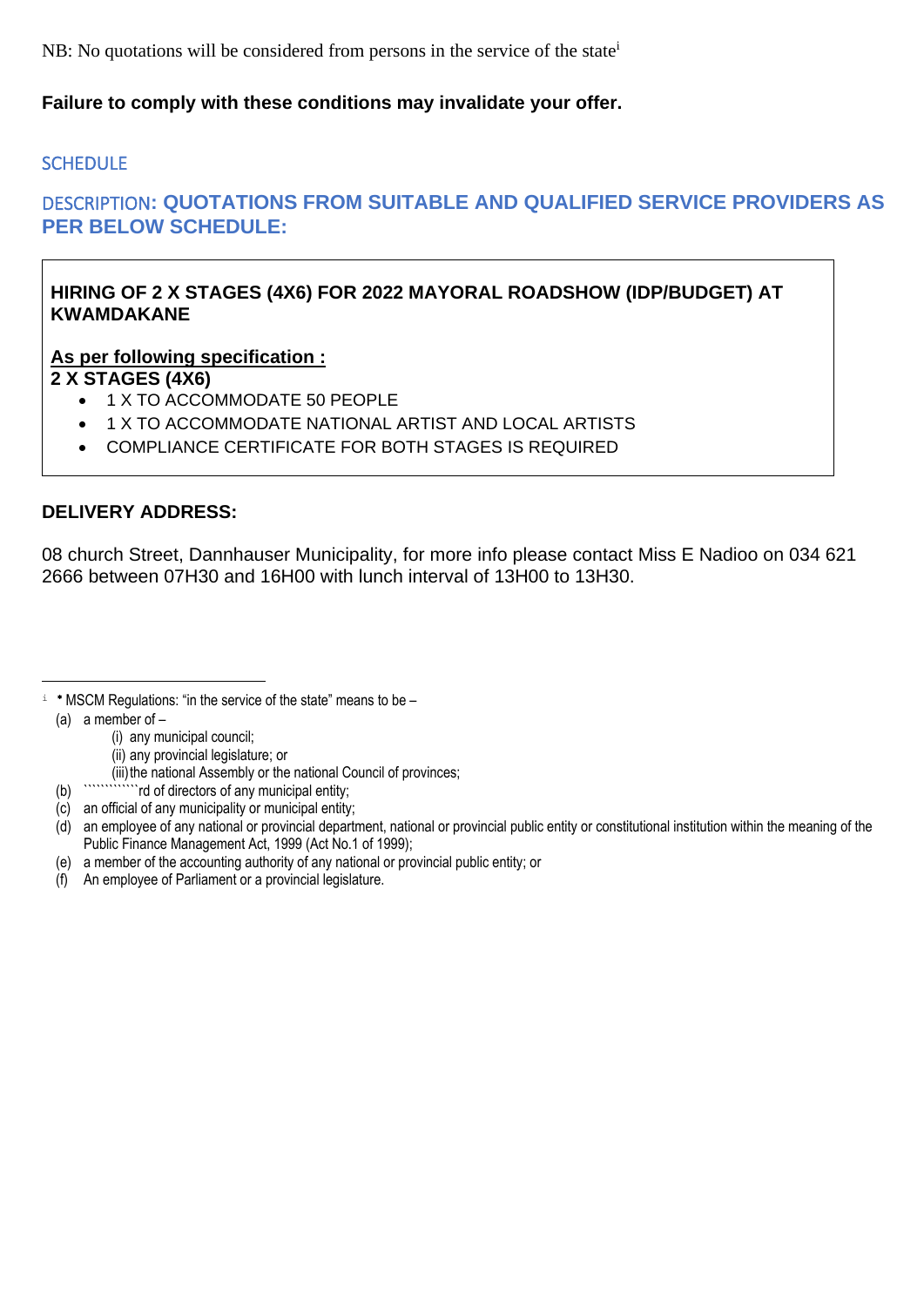NB: No quotations will be considered from persons in the service of the state[i]

**Failure to comply with these conditions may invalidate your offer.**

SCHEDULE

DESCRIPTION: **QUOTATIONS FROM SUITABLE AND QUALIFIED SERVICE PROVIDERS AS PER BELOW SCHEDULE:**

**HIRING OF 2 X STAGES (4X6) FOR 2022 MAYORAL ROADSHOW (IDP/BUDGET) AT KWAMDAKANE**

**As per following specification :**
**2 X STAGES (4X6)**

- 1 X TO ACCOMMODATE 50 PEOPLE
- 1 X TO ACCOMMODATE NATIONAL ARTIST AND LOCAL ARTISTS
- COMPLIANCE CERTIFICATE FOR BOTH STAGES IS REQUIRED

**DELIVERY ADDRESS:**

08 church Street, Dannhauser Municipality, for more info please contact Miss E Nadioo on 034 621 2666 between 07H30 and 16H00 with lunch interval of 13H00 to 13H30.

---

[i] * MSCM Regulations: "in the service of the state" means to be –

(a) a member of –
   (i) any municipal council;
   (ii) any provincial legislature; or
   (iii) the national Assembly or the national Council of provinces;
(b) ````````````rd of directors of any municipal entity;
(c) an official of any municipality or municipal entity;
(d) an employee of any national or provincial department, national or provincial public entity or constitutional institution within the meaning of the Public Finance Management Act, 1999 (Act No.1 of 1999);
(e) a member of the accounting authority of any national or provincial public entity; or
(f) An employee of Parliament or a provincial legislature.